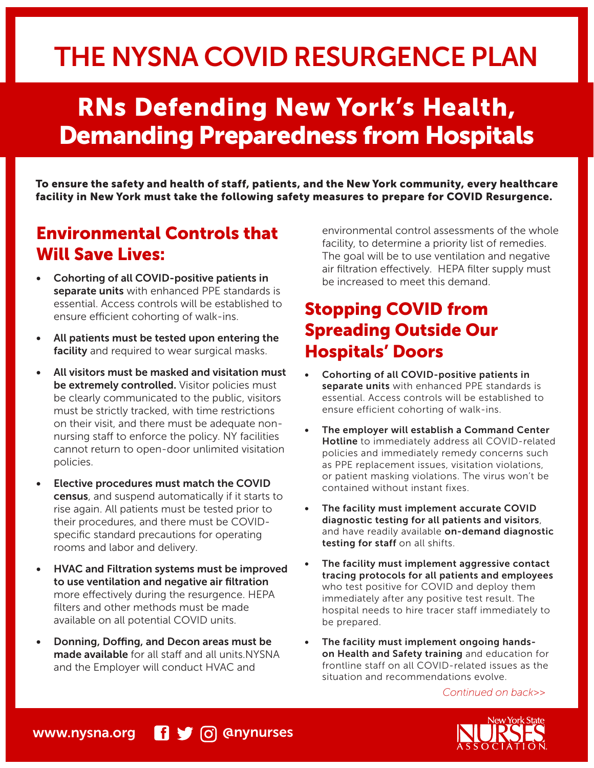# THE NYSNA COVID RESURGENCE PLAN

## RNs Defending New York's Health, Demanding Preparedness from Hospitals

**To ensure the safety and health of staff, patients, and the New York community, every healthcare facility in New York must take the following safety measures to prepare for COVID Resurgence.**

## Environmental Controls that Will Save Lives:

- **Cohorting of all COVID-positive patients in separate units** with enhanced PPE standards is essential. Access controls will be established to ensure efficient cohorting of walk-ins.
- **All patients must be tested upon entering the facility** and required to wear surgical masks.
- **All visitors must be masked and visitation must be extremely controlled.** Visitor policies must be clearly communicated to the public, visitors must be strictly tracked, with time restrictions on their visit, and there must be adequate non-nursing staff to enforce the policy. NY facilities cannot return to open-door unlimited visitation policies.
- **Elective procedures must match the COVID census**, and suspend automatically if it starts to rise again. All patients must be tested prior to their procedures, and there must be COVID-specific standard precautions for operating rooms and labor and delivery.
- **HVAC and Filtration systems must be improved to use ventilation and negative air filtration** more effectively during the resurgence. HEPA filters and other methods must be made available on all potential COVID units.
- **Donning, Doffing, and Decon areas must be made available** for all staff and all units.NYSNA and the Employer will conduct HVAC and environmental control assessments of the whole facility, to determine a priority list of remedies. The goal will be to use ventilation and negative air filtration effectively. HEPA filter supply must be increased to meet this demand.

## Stopping COVID from Spreading Outside Our Hospitals' Doors

- **Cohorting of all COVID-positive patients in separate units** with enhanced PPE standards is essential. Access controls will be established to ensure efficient cohorting of walk-ins.
- **The employer will establish a Command Center Hotline** to immediately address all COVID-related policies and immediately remedy concerns such as PPE replacement issues, visitation violations, or patient masking violations. The virus won't be contained without instant fixes.
- **The facility must implement accurate COVID diagnostic testing for all patients and visitors**, and have readily available **on-demand diagnostic testing for staff** on all shifts.
- **The facility must implement aggressive contact tracing protocols for all patients and employees** who test positive for COVID and deploy them immediately after any positive test result. The hospital needs to hire tracer staff immediately to be prepared.
- **The facility must implement ongoing hands-on Health and Safety training** and education for frontline staff on all COVID-related issues as the situation and recommendations evolve.

*Continued on back>>*

www.nysna.org @nynurses

New York State Nurses Association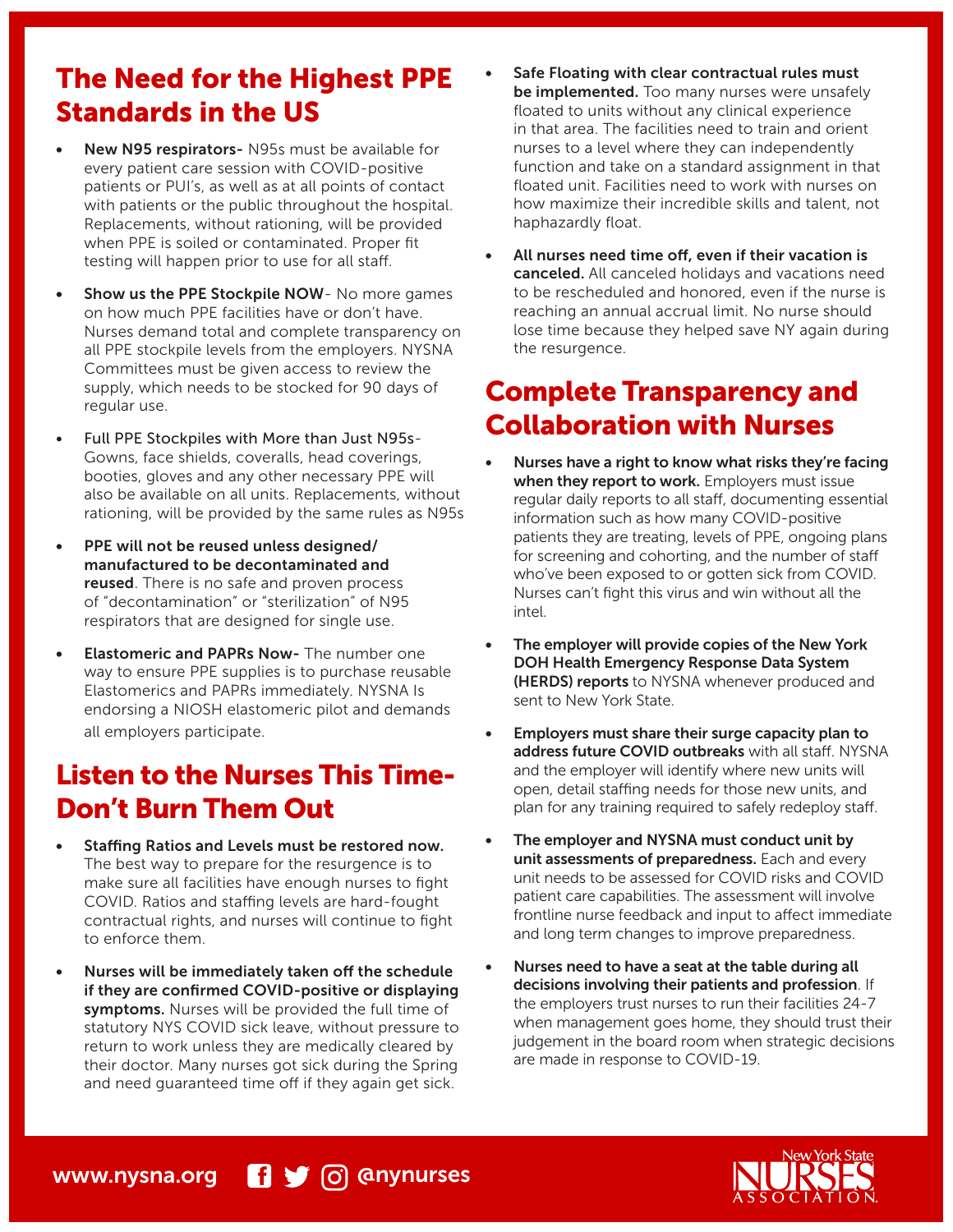## The Need for the Highest PPE Standards in the US

- **New N95 respirators-** N95s must be available for every patient care session with COVID-positive patients or PUI's, as well as at all points of contact with patients or the public throughout the hospital. Replacements, without rationing, will be provided when PPE is soiled or contaminated. Proper fit testing will happen prior to use for all staff.
- **Show us the PPE Stockpile NOW**- No more games on how much PPE facilities have or don't have. Nurses demand total and complete transparency on all PPE stockpile levels from the employers. NYSNA Committees must be given access to review the supply, which needs to be stocked for 90 days of regular use.
- Full PPE Stockpiles with More than Just N95s- Gowns, face shields, coveralls, head coverings, booties, gloves and any other necessary PPE will also be available on all units. Replacements, without rationing, will be provided by the same rules as N95s
- **PPE will not be reused unless designed/ manufactured to be decontaminated and reused**. There is no safe and proven process of "decontamination" or "sterilization" of N95 respirators that are designed for single use.
- **Elastomeric and PAPRs Now-** The number one way to ensure PPE supplies is to purchase reusable Elastomerics and PAPRs immediately. NYSNA Is endorsing a NIOSH elastomeric pilot and demands all employers participate.

## Listen to the Nurses This Time- Don't Burn Them Out

- **Staffing Ratios and Levels must be restored now.** The best way to prepare for the resurgence is to make sure all facilities have enough nurses to fight COVID. Ratios and staffing levels are hard-fought contractual rights, and nurses will continue to fight to enforce them.
- **Nurses will be immediately taken off the schedule if they are confirmed COVID-positive or displaying symptoms.** Nurses will be provided the full time of statutory NYS COVID sick leave, without pressure to return to work unless they are medically cleared by their doctor. Many nurses got sick during the Spring and need guaranteed time off if they again get sick.
- **Safe Floating with clear contractual rules must be implemented.** Too many nurses were unsafely floated to units without any clinical experience in that area. The facilities need to train and orient nurses to a level where they can independently function and take on a standard assignment in that floated unit. Facilities need to work with nurses on how maximize their incredible skills and talent, not haphazardly float.
- **All nurses need time off, even if their vacation is canceled.** All canceled holidays and vacations need to be rescheduled and honored, even if the nurse is reaching an annual accrual limit. No nurse should lose time because they helped save NY again during the resurgence.

## Complete Transparency and Collaboration with Nurses

- **Nurses have a right to know what risks they're facing when they report to work.** Employers must issue regular daily reports to all staff, documenting essential information such as how many COVID-positive patients they are treating, levels of PPE, ongoing plans for screening and cohorting, and the number of staff who've been exposed to or gotten sick from COVID. Nurses can't fight this virus and win without all the intel.
- **The employer will provide copies of the New York DOH Health Emergency Response Data System (HERDS) reports** to NYSNA whenever produced and sent to New York State.
- **Employers must share their surge capacity plan to address future COVID outbreaks** with all staff. NYSNA and the employer will identify where new units will open, detail staffing needs for those new units, and plan for any training required to safely redeploy staff.
- **The employer and NYSNA must conduct unit by unit assessments of preparedness.** Each and every unit needs to be assessed for COVID risks and COVID patient care capabilities. The assessment will involve frontline nurse feedback and input to affect immediate and long term changes to improve preparedness.
- **Nurses need to have a seat at the table during all decisions involving their patients and profession**. If the employers trust nurses to run their facilities 24-7 when management goes home, they should trust their judgement in the board room when strategic decisions are made in response to COVID-19.

www.nysna.org @nynurses

New York State NURSES ASSOCIATION